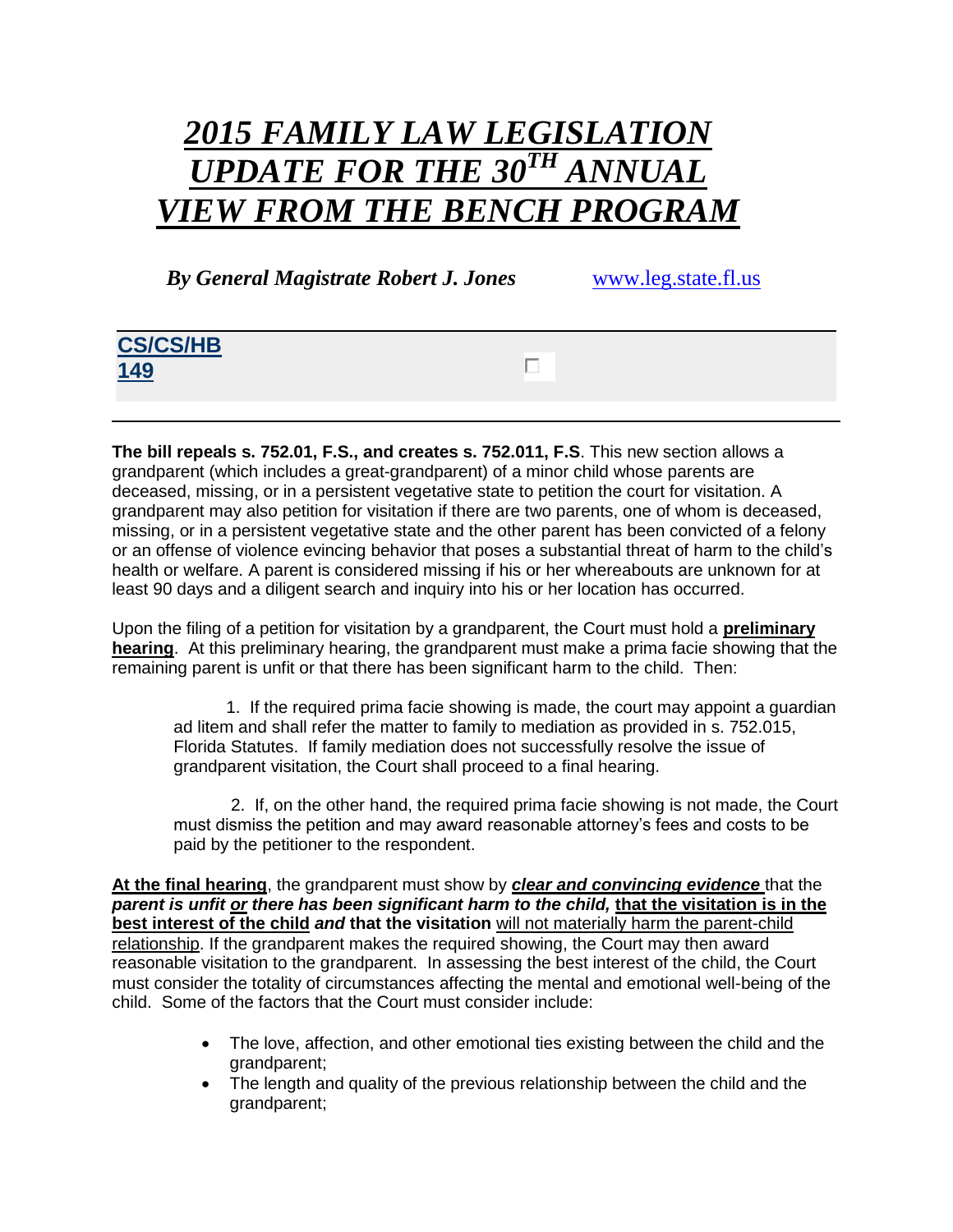# *2015 FAMILY LAW LEGISLATION UPDATE FOR THE 30TH ANNUAL VIEW FROM THE BENCH PROGRAM*

***By General Magistrate Robert J. Jones*** www.leg.state.fl.us

**CS/CS/HB 149**

**The bill repeals s. 752.01, F.S., and creates s. 752.011, F.S**. This new section allows a grandparent (which includes a great-grandparent) of a minor child whose parents are deceased, missing, or in a persistent vegetative state to petition the court for visitation. A grandparent may also petition for visitation if there are two parents, one of whom is deceased, missing, or in a persistent vegetative state and the other parent has been convicted of a felony or an offense of violence evincing behavior that poses a substantial threat of harm to the child's health or welfare. A parent is considered missing if his or her whereabouts are unknown for at least 90 days and a diligent search and inquiry into his or her location has occurred.

Upon the filing of a petition for visitation by a grandparent, the Court must hold a **preliminary hearing**. At this preliminary hearing, the grandparent must make a prima facie showing that the remaining parent is unfit or that there has been significant harm to the child. Then:

1. If the required prima facie showing is made, the court may appoint a guardian ad litem and shall refer the matter to family to mediation as provided in s. 752.015, Florida Statutes. If family mediation does not successfully resolve the issue of grandparent visitation, the Court shall proceed to a final hearing.

2. If, on the other hand, the required prima facie showing is not made, the Court must dismiss the petition and may award reasonable attorney's fees and costs to be paid by the petitioner to the respondent.

**At the final hearing**, the grandparent must show by ***clear and convincing evidence*** that the ***parent is unfit or there has been significant harm to the child,*** **that the visitation is in the best interest of the child** ***and*** **that the visitation** will not materially harm the parent-child relationship. If the grandparent makes the required showing, the Court may then award reasonable visitation to the grandparent. In assessing the best interest of the child, the Court must consider the totality of circumstances affecting the mental and emotional well-being of the child. Some of the factors that the Court must consider include:

- The love, affection, and other emotional ties existing between the child and the grandparent;
- The length and quality of the previous relationship between the child and the grandparent;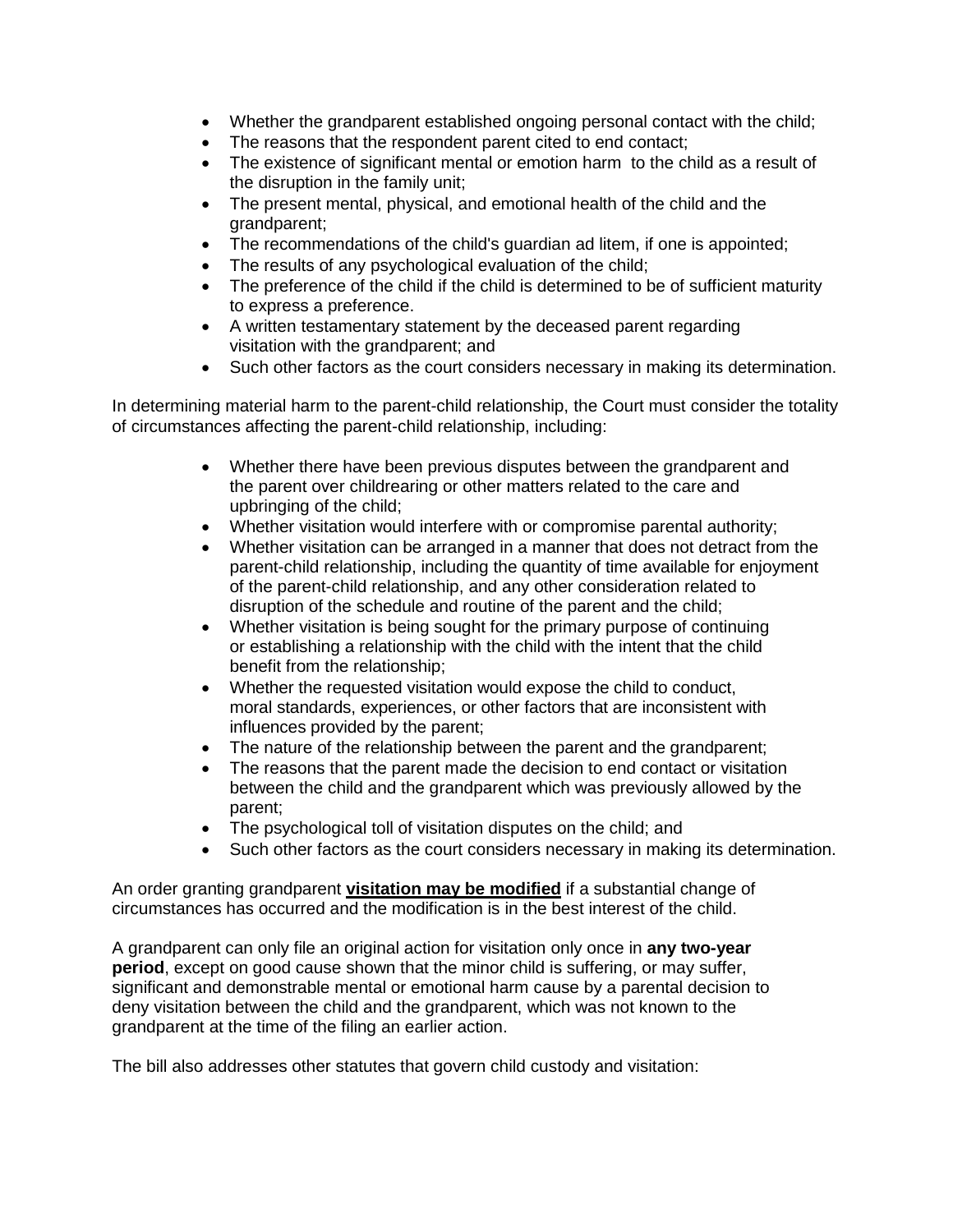- Whether the grandparent established ongoing personal contact with the child;
- The reasons that the respondent parent cited to end contact;
- The existence of significant mental or emotion harm to the child as a result of the disruption in the family unit;
- The present mental, physical, and emotional health of the child and the grandparent;
- The recommendations of the child's guardian ad litem, if one is appointed;
- The results of any psychological evaluation of the child;
- The preference of the child if the child is determined to be of sufficient maturity to express a preference.
- A written testamentary statement by the deceased parent regarding visitation with the grandparent; and
- Such other factors as the court considers necessary in making its determination.

In determining material harm to the parent-child relationship, the Court must consider the totality of circumstances affecting the parent-child relationship, including:

- Whether there have been previous disputes between the grandparent and the parent over childrearing or other matters related to the care and upbringing of the child;
- Whether visitation would interfere with or compromise parental authority;
- Whether visitation can be arranged in a manner that does not detract from the parent-child relationship, including the quantity of time available for enjoyment of the parent-child relationship, and any other consideration related to disruption of the schedule and routine of the parent and the child;
- Whether visitation is being sought for the primary purpose of continuing or establishing a relationship with the child with the intent that the child benefit from the relationship;
- Whether the requested visitation would expose the child to conduct, moral standards, experiences, or other factors that are inconsistent with influences provided by the parent;
- The nature of the relationship between the parent and the grandparent;
- The reasons that the parent made the decision to end contact or visitation between the child and the grandparent which was previously allowed by the parent;
- The psychological toll of visitation disputes on the child; and
- Such other factors as the court considers necessary in making its determination.

An order granting grandparent **visitation may be modified** if a substantial change of circumstances has occurred and the modification is in the best interest of the child.

A grandparent can only file an original action for visitation only once in **any two-year period**, except on good cause shown that the minor child is suffering, or may suffer, significant and demonstrable mental or emotional harm cause by a parental decision to deny visitation between the child and the grandparent, which was not known to the grandparent at the time of the filing an earlier action.

The bill also addresses other statutes that govern child custody and visitation: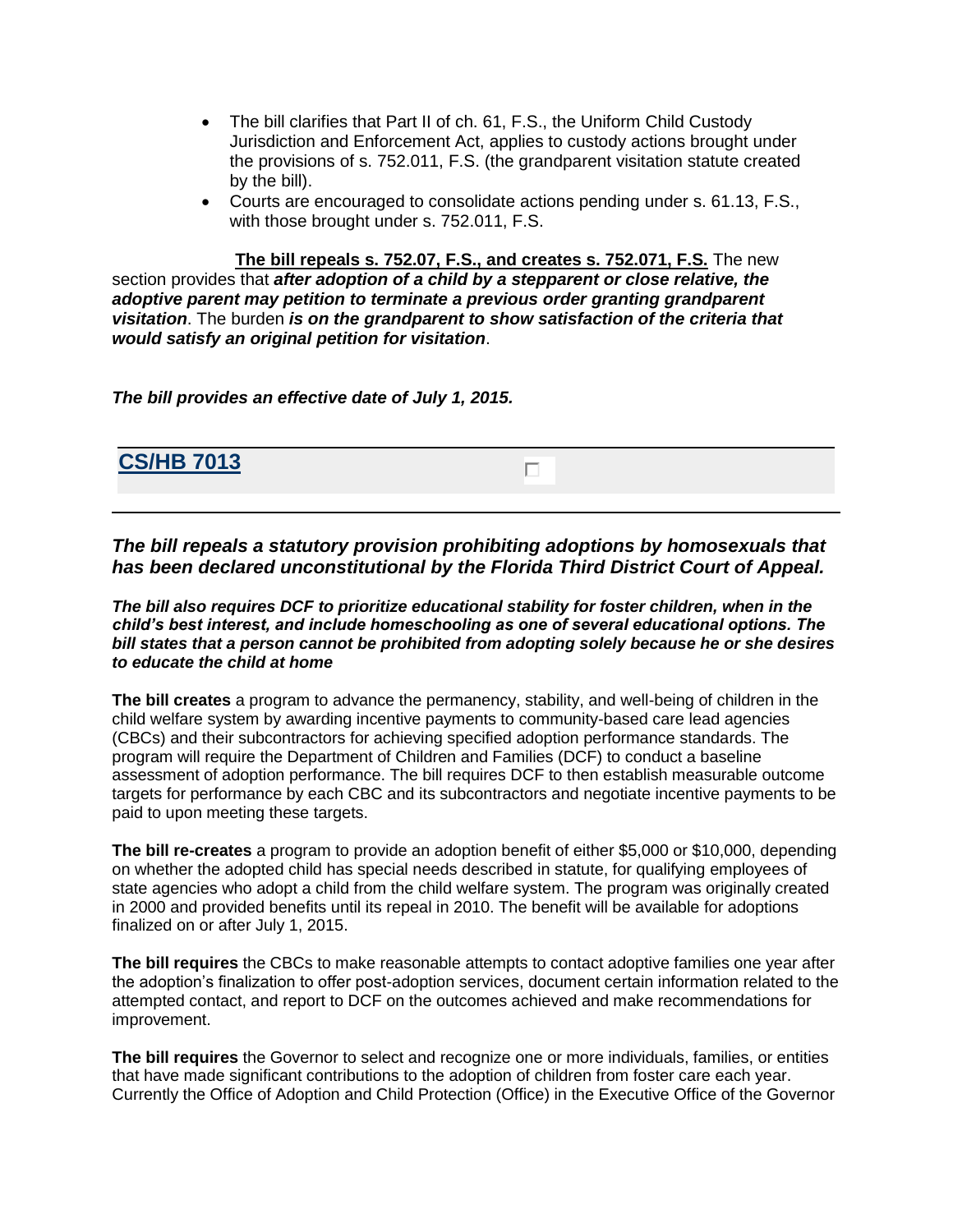- The bill clarifies that Part II of ch. 61, F.S., the Uniform Child Custody Jurisdiction and Enforcement Act, applies to custody actions brought under the provisions of s. 752.011, F.S. (the grandparent visitation statute created by the bill).
- Courts are encouraged to consolidate actions pending under s. 61.13, F.S., with those brought under s. 752.011, F.S.

**The bill repeals s. 752.07, F.S., and creates s. 752.071, F.S.** The new section provides that ***after adoption of a child by a stepparent or close relative, the adoptive parent may petition to terminate a previous order granting grandparent visitation***. The burden ***is on the grandparent to show satisfaction of the criteria that would satisfy an original petition for visitation***.

***The bill provides an effective date of July 1, 2015.***

## CS/HB 7013

### *The bill repeals a statutory provision prohibiting adoptions by homosexuals that has been declared unconstitutional by the Florida Third District Court of Appeal.*

***The bill also requires DCF to prioritize educational stability for foster children, when in the child's best interest, and include homeschooling as one of several educational options. The bill states that a person cannot be prohibited from adopting solely because he or she desires to educate the child at home***

**The bill creates** a program to advance the permanency, stability, and well-being of children in the child welfare system by awarding incentive payments to community-based care lead agencies (CBCs) and their subcontractors for achieving specified adoption performance standards. The program will require the Department of Children and Families (DCF) to conduct a baseline assessment of adoption performance. The bill requires DCF to then establish measurable outcome targets for performance by each CBC and its subcontractors and negotiate incentive payments to be paid to upon meeting these targets.

**The bill re-creates** a program to provide an adoption benefit of either $5,000 or $10,000, depending on whether the adopted child has special needs described in statute, for qualifying employees of state agencies who adopt a child from the child welfare system. The program was originally created in 2000 and provided benefits until its repeal in 2010. The benefit will be available for adoptions finalized on or after July 1, 2015.

**The bill requires** the CBCs to make reasonable attempts to contact adoptive families one year after the adoption's finalization to offer post-adoption services, document certain information related to the attempted contact, and report to DCF on the outcomes achieved and make recommendations for improvement.

**The bill requires** the Governor to select and recognize one or more individuals, families, or entities that have made significant contributions to the adoption of children from foster care each year. Currently the Office of Adoption and Child Protection (Office) in the Executive Office of the Governor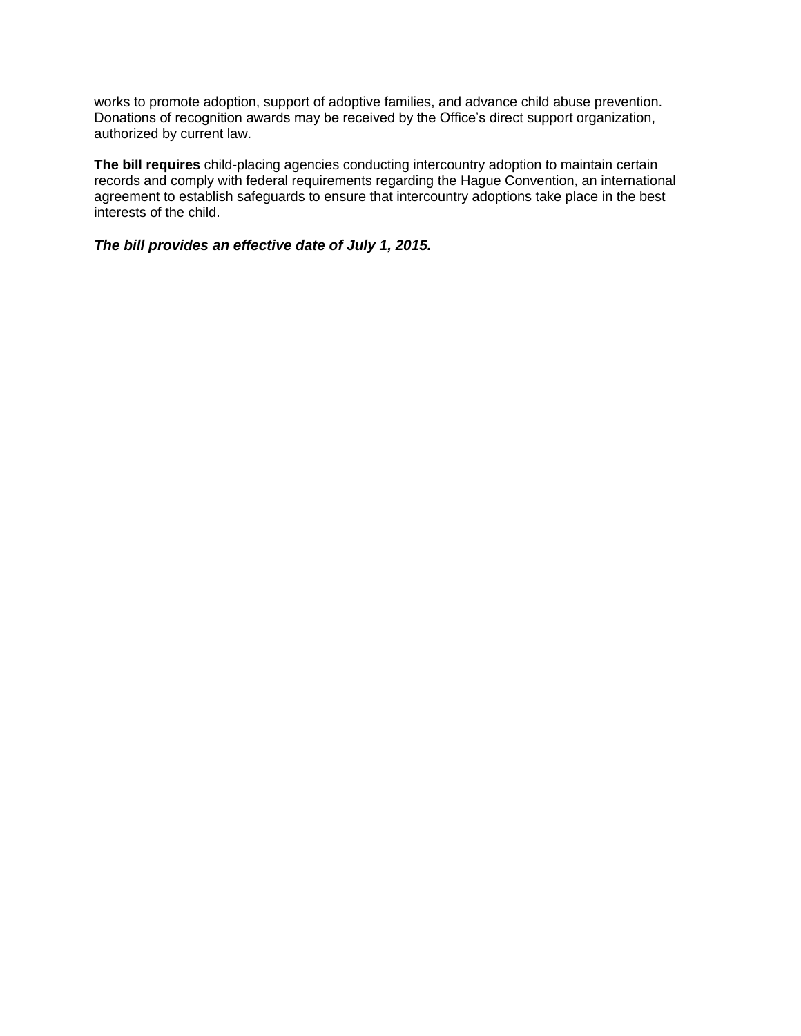works to promote adoption, support of adoptive families, and advance child abuse prevention. Donations of recognition awards may be received by the Office's direct support organization, authorized by current law.

**The bill requires** child-placing agencies conducting intercountry adoption to maintain certain records and comply with federal requirements regarding the Hague Convention, an international agreement to establish safeguards to ensure that intercountry adoptions take place in the best interests of the child.

***The bill provides an effective date of July 1, 2015.***